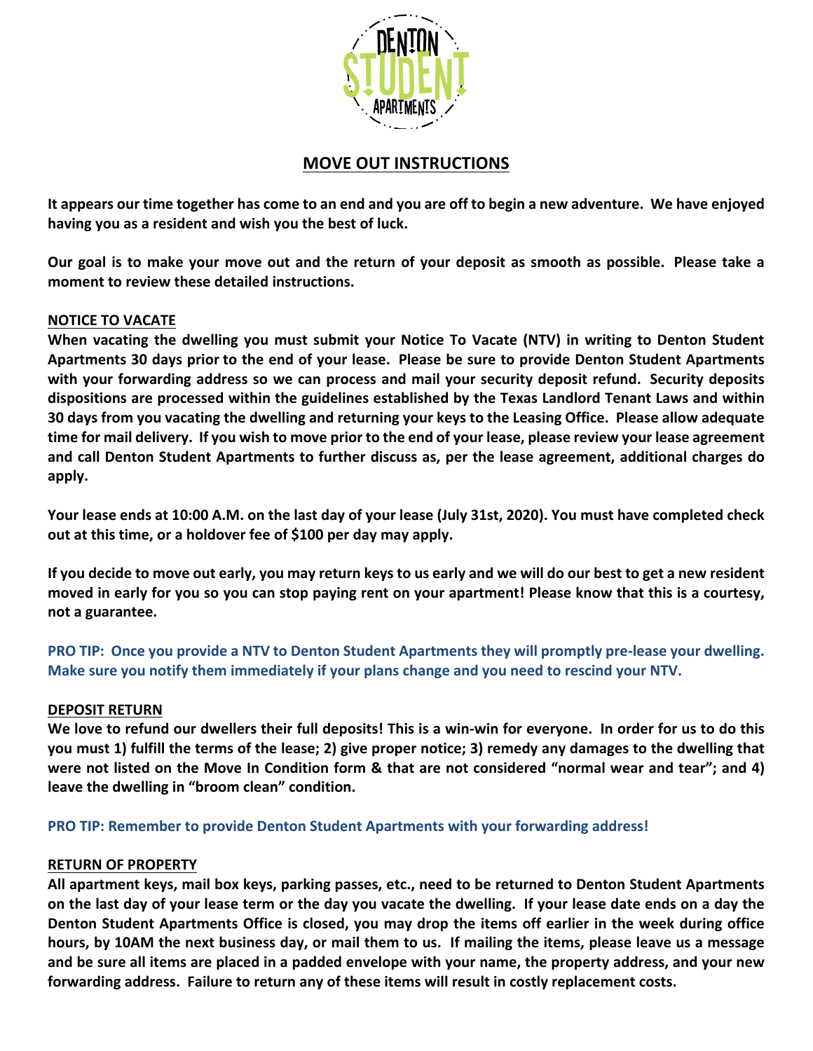# MOVE OUT INSTRUCTIONS

**It appears our time together has come to an end and you are off to begin a new adventure. We have enjoyed having you as a resident and wish you the best of luck.**

**Our goal is to make your move out and the return of your deposit as smooth as possible. Please take a moment to review these detailed instructions.**

## NOTICE TO VACATE

**When vacating the dwelling you must submit your Notice To Vacate (NTV) in writing to Denton Student Apartments 30 days prior to the end of your lease. Please be sure to provide Denton Student Apartments with your forwarding address so we can process and mail your security deposit refund. Security deposits dispositions are processed within the guidelines established by the Texas Landlord Tenant Laws and within 30 days from you vacating the dwelling and returning your keys to the Leasing Office. Please allow adequate time for mail delivery. If you wish to move prior to the end of your lease, please review your lease agreement and call Denton Student Apartments to further discuss as, per the lease agreement, additional charges do apply.**

**Your lease ends at 10:00 A.M. on the last day of your lease (July 31st, 2020). You must have completed check out at this time, or a holdover fee of $100 per day may apply.**

**If you decide to move out early, you may return keys to us early and we will do our best to get a new resident moved in early for you so you can stop paying rent on your apartment! Please know that this is a courtesy, not a guarantee.**

**PRO TIP: Once you provide a NTV to Denton Student Apartments they will promptly pre-lease your dwelling. Make sure you notify them immediately if your plans change and you need to rescind your NTV.**

## DEPOSIT RETURN

**We love to refund our dwellers their full deposits! This is a win-win for everyone. In order for us to do this you must 1) fulfill the terms of the lease; 2) give proper notice; 3) remedy any damages to the dwelling that were not listed on the Move In Condition form & that are not considered "normal wear and tear"; and 4) leave the dwelling in "broom clean" condition.**

**PRO TIP: Remember to provide Denton Student Apartments with your forwarding address!**

## RETURN OF PROPERTY

**All apartment keys, mail box keys, parking passes, etc., need to be returned to Denton Student Apartments on the last day of your lease term or the day you vacate the dwelling. If your lease date ends on a day the Denton Student Apartments Office is closed, you may drop the items off earlier in the week during office hours, by 10AM the next business day, or mail them to us. If mailing the items, please leave us a message and be sure all items are placed in a padded envelope with your name, the property address, and your new forwarding address. Failure to return any of these items will result in costly replacement costs.**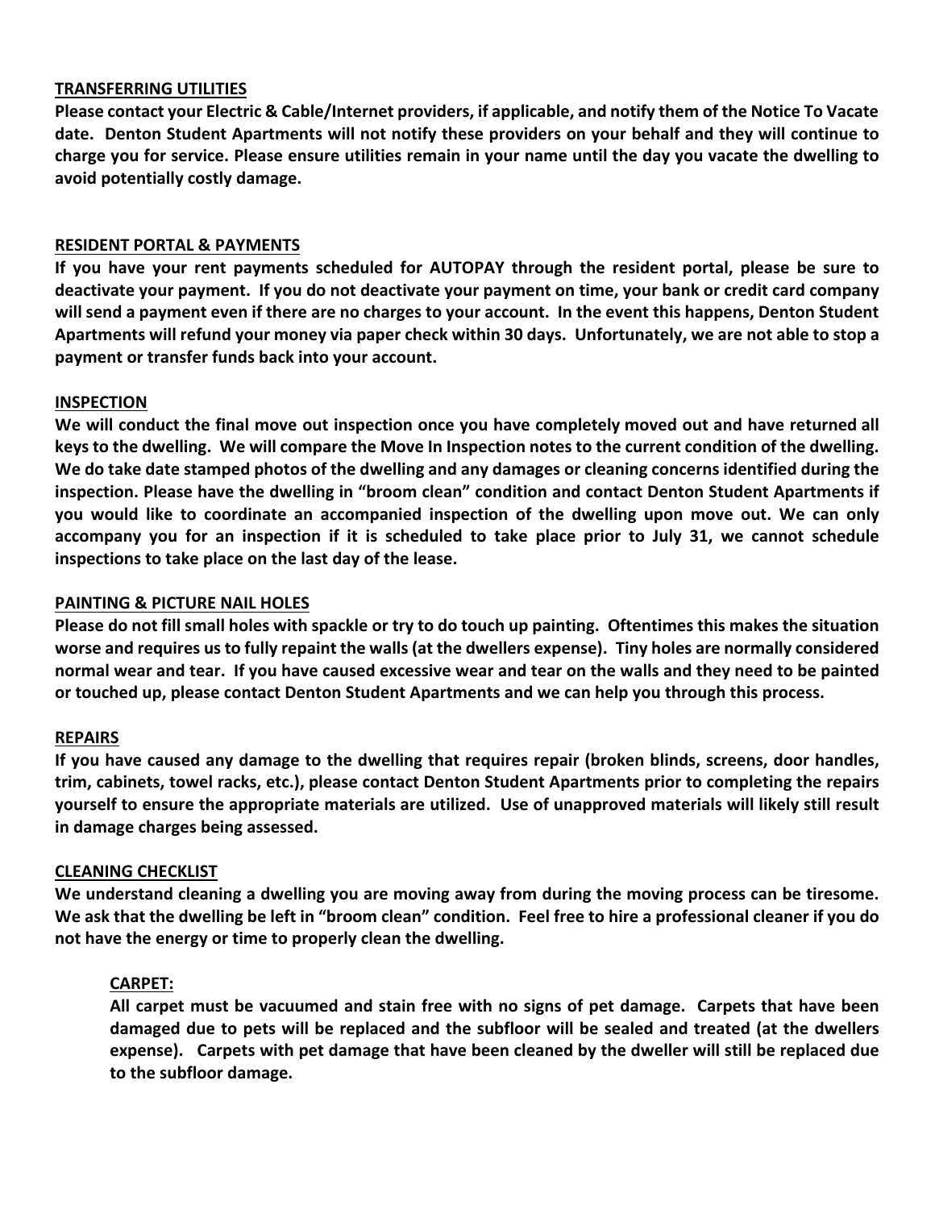## TRANSFERRING UTILITIES

**Please contact your Electric & Cable/Internet providers, if applicable, and notify them of the Notice To Vacate date. Denton Student Apartments will not notify these providers on your behalf and they will continue to charge you for service. Please ensure utilities remain in your name until the day you vacate the dwelling to avoid potentially costly damage.**

## RESIDENT PORTAL & PAYMENTS

**If you have your rent payments scheduled for AUTOPAY through the resident portal, please be sure to deactivate your payment. If you do not deactivate your payment on time, your bank or credit card company will send a payment even if there are no charges to your account. In the event this happens, Denton Student Apartments will refund your money via paper check within 30 days. Unfortunately, we are not able to stop a payment or transfer funds back into your account.**

## INSPECTION

**We will conduct the final move out inspection once you have completely moved out and have returned all keys to the dwelling. We will compare the Move In Inspection notes to the current condition of the dwelling. We do take date stamped photos of the dwelling and any damages or cleaning concerns identified during the inspection. Please have the dwelling in "broom clean" condition and contact Denton Student Apartments if you would like to coordinate an accompanied inspection of the dwelling upon move out. We can only accompany you for an inspection if it is scheduled to take place prior to July 31, we cannot schedule inspections to take place on the last day of the lease.**

## PAINTING & PICTURE NAIL HOLES

**Please do not fill small holes with spackle or try to do touch up painting. Oftentimes this makes the situation worse and requires us to fully repaint the walls (at the dwellers expense). Tiny holes are normally considered normal wear and tear. If you have caused excessive wear and tear on the walls and they need to be painted or touched up, please contact Denton Student Apartments and we can help you through this process.**

## REPAIRS

**If you have caused any damage to the dwelling that requires repair (broken blinds, screens, door handles, trim, cabinets, towel racks, etc.), please contact Denton Student Apartments prior to completing the repairs yourself to ensure the appropriate materials are utilized. Use of unapproved materials will likely still result in damage charges being assessed.**

## CLEANING CHECKLIST

**We understand cleaning a dwelling you are moving away from during the moving process can be tiresome. We ask that the dwelling be left in "broom clean" condition. Feel free to hire a professional cleaner if you do not have the energy or time to properly clean the dwelling.**

### CARPET:

**All carpet must be vacuumed and stain free with no signs of pet damage. Carpets that have been damaged due to pets will be replaced and the subfloor will be sealed and treated (at the dwellers expense). Carpets with pet damage that have been cleaned by the dweller will still be replaced due to the subfloor damage.**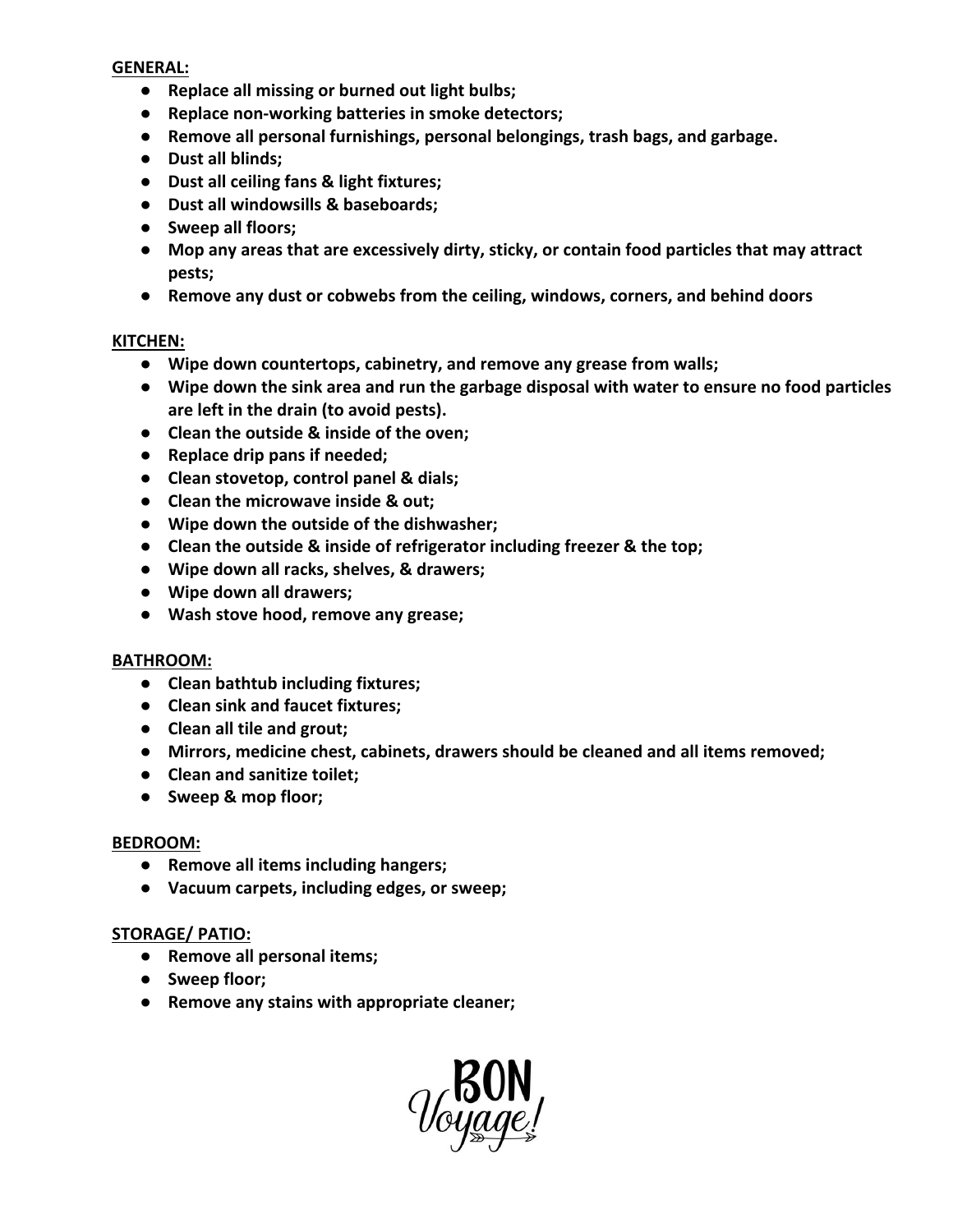**GENERAL:**

- **Replace all missing or burned out light bulbs;**
- **Replace non-working batteries in smoke detectors;**
- **Remove all personal furnishings, personal belongings, trash bags, and garbage.**
- **Dust all blinds;**
- **Dust all ceiling fans & light fixtures;**
- **Dust all windowsills & baseboards;**
- **Sweep all floors;**
- **Mop any areas that are excessively dirty, sticky, or contain food particles that may attract pests;**
- **Remove any dust or cobwebs from the ceiling, windows, corners, and behind doors**

**KITCHEN:**

- **Wipe down countertops, cabinetry, and remove any grease from walls;**
- **Wipe down the sink area and run the garbage disposal with water to ensure no food particles are left in the drain (to avoid pests).**
- **Clean the outside & inside of the oven;**
- **Replace drip pans if needed;**
- **Clean stovetop, control panel & dials;**
- **Clean the microwave inside & out;**
- **Wipe down the outside of the dishwasher;**
- **Clean the outside & inside of refrigerator including freezer & the top;**
- **Wipe down all racks, shelves, & drawers;**
- **Wipe down all drawers;**
- **Wash stove hood, remove any grease;**

**BATHROOM:**

- **Clean bathtub including fixtures;**
- **Clean sink and faucet fixtures;**
- **Clean all tile and grout;**
- **Mirrors, medicine chest, cabinets, drawers should be cleaned and all items removed;**
- **Clean and sanitize toilet;**
- **Sweep & mop floor;**

**BEDROOM:**

- **Remove all items including hangers;**
- **Vacuum carpets, including edges, or sweep;**

**STORAGE/ PATIO:**

- **Remove all personal items;**
- **Sweep floor;**
- **Remove any stains with appropriate cleaner;**

BON Voyage!